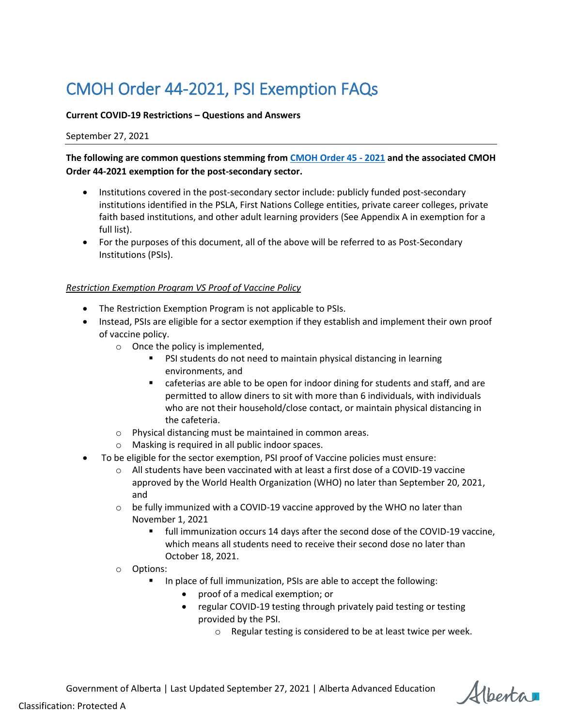# CMOH Order 44-2021, PSI Exemption FAQs

**Current COVID-19 Restrictions – Questions and Answers**

September 27, 2021

**The following are common questions stemming from [CMOH Order 45 - 2021](#) and the associated CMOH Order 44-2021 exemption for the post-secondary sector.**

- Institutions covered in the post-secondary sector include: publicly funded post-secondary institutions identified in the PSLA, First Nations College entities, private career colleges, private faith based institutions, and other adult learning providers (See Appendix A in exemption for a full list).
- For the purposes of this document, all of the above will be referred to as Post-Secondary Institutions (PSIs).

*Restriction Exemption Program VS Proof of Vaccine Policy*

- The Restriction Exemption Program is not applicable to PSIs.
- Instead, PSIs are eligible for a sector exemption if they establish and implement their own proof of vaccine policy.
  - Once the policy is implemented,
    - PSI students do not need to maintain physical distancing in learning environments, and
    - cafeterias are able to be open for indoor dining for students and staff, and are permitted to allow diners to sit with more than 6 individuals, with individuals who are not their household/close contact, or maintain physical distancing in the cafeteria.
  - Physical distancing must be maintained in common areas.
  - Masking is required in all public indoor spaces.
- To be eligible for the sector exemption, PSI proof of Vaccine policies must ensure:
  - All students have been vaccinated with at least a first dose of a COVID-19 vaccine approved by the World Health Organization (WHO) no later than September 20, 2021, and
  - be fully immunized with a COVID-19 vaccine approved by the WHO no later than November 1, 2021
    - full immunization occurs 14 days after the second dose of the COVID-19 vaccine, which means all students need to receive their second dose no later than October 18, 2021.
  - Options:
    - In place of full immunization, PSIs are able to accept the following:
      - proof of a medical exemption; or
      - regular COVID-19 testing through privately paid testing or testing provided by the PSI.
        - Regular testing is considered to be at least twice per week.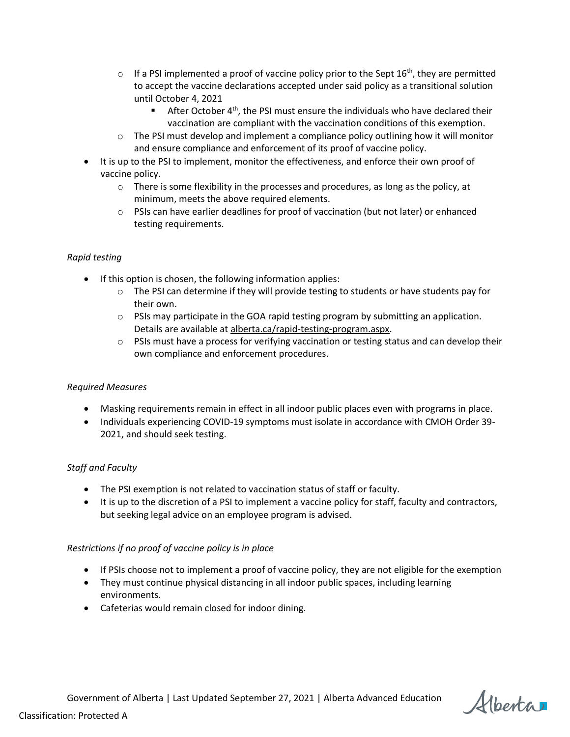- If a PSI implemented a proof of vaccine policy prior to the Sept 16th, they are permitted to accept the vaccine declarations accepted under said policy as a transitional solution until October 4, 2021
        - After October 4th, the PSI must ensure the individuals who have declared their vaccination are compliant with the vaccination conditions of this exemption.
    - The PSI must develop and implement a compliance policy outlining how it will monitor and ensure compliance and enforcement of its proof of vaccine policy.
- It is up to the PSI to implement, monitor the effectiveness, and enforce their own proof of vaccine policy.
    - There is some flexibility in the processes and procedures, as long as the policy, at minimum, meets the above required elements.
    - PSIs can have earlier deadlines for proof of vaccination (but not later) or enhanced testing requirements.

*Rapid testing*

- If this option is chosen, the following information applies:
    - The PSI can determine if they will provide testing to students or have students pay for their own.
    - PSIs may participate in the GOA rapid testing program by submitting an application. Details are available at alberta.ca/rapid-testing-program.aspx.
    - PSIs must have a process for verifying vaccination or testing status and can develop their own compliance and enforcement procedures.

*Required Measures*

- Masking requirements remain in effect in all indoor public places even with programs in place.
- Individuals experiencing COVID-19 symptoms must isolate in accordance with CMOH Order 39-2021, and should seek testing.

*Staff and Faculty*

- The PSI exemption is not related to vaccination status of staff or faculty.
- It is up to the discretion of a PSI to implement a vaccine policy for staff, faculty and contractors, but seeking legal advice on an employee program is advised.

*Restrictions if no proof of vaccine policy is in place*

- If PSIs choose not to implement a proof of vaccine policy, they are not eligible for the exemption
- They must continue physical distancing in all indoor public spaces, including learning environments.
- Cafeterias would remain closed for indoor dining.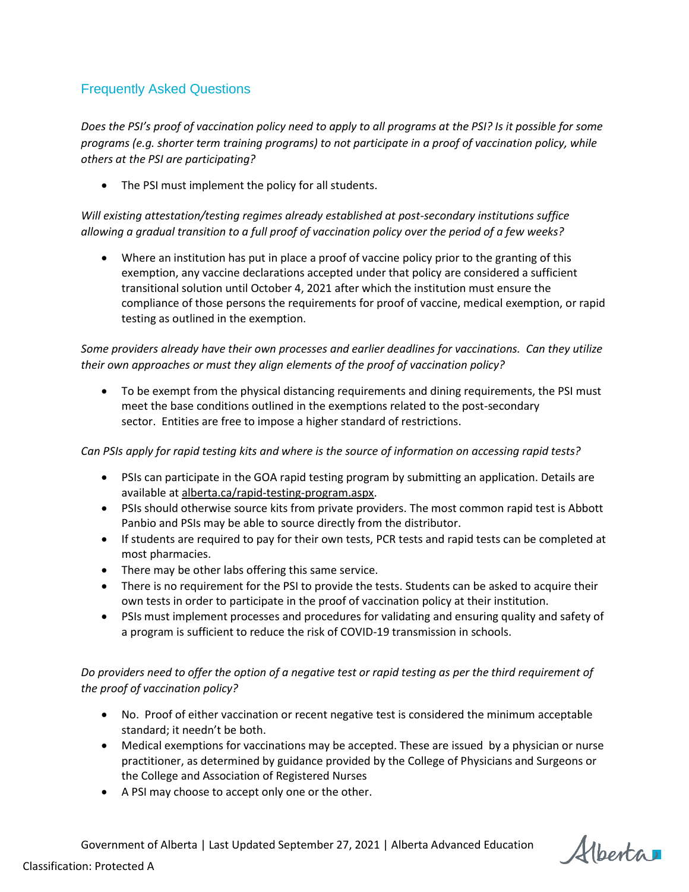## Frequently Asked Questions

*Does the PSI's proof of vaccination policy need to apply to all programs at the PSI? Is it possible for some programs (e.g. shorter term training programs) to not participate in a proof of vaccination policy, while others at the PSI are participating?*

- The PSI must implement the policy for all students.

*Will existing attestation/testing regimes already established at post-secondary institutions suffice allowing a gradual transition to a full proof of vaccination policy over the period of a few weeks?*

- Where an institution has put in place a proof of vaccine policy prior to the granting of this exemption, any vaccine declarations accepted under that policy are considered a sufficient transitional solution until October 4, 2021 after which the institution must ensure the compliance of those persons the requirements for proof of vaccine, medical exemption, or rapid testing as outlined in the exemption.

*Some providers already have their own processes and earlier deadlines for vaccinations. Can they utilize their own approaches or must they align elements of the proof of vaccination policy?*

- To be exempt from the physical distancing requirements and dining requirements, the PSI must meet the base conditions outlined in the exemptions related to the post-secondary sector. Entities are free to impose a higher standard of restrictions.

*Can PSIs apply for rapid testing kits and where is the source of information on accessing rapid tests?*

- PSIs can participate in the GOA rapid testing program by submitting an application. Details are available at alberta.ca/rapid-testing-program.aspx.
- PSIs should otherwise source kits from private providers. The most common rapid test is Abbott Panbio and PSIs may be able to source directly from the distributor.
- If students are required to pay for their own tests, PCR tests and rapid tests can be completed at most pharmacies.
- There may be other labs offering this same service.
- There is no requirement for the PSI to provide the tests. Students can be asked to acquire their own tests in order to participate in the proof of vaccination policy at their institution.
- PSIs must implement processes and procedures for validating and ensuring quality and safety of a program is sufficient to reduce the risk of COVID-19 transmission in schools.

*Do providers need to offer the option of a negative test or rapid testing as per the third requirement of the proof of vaccination policy?*

- No. Proof of either vaccination or recent negative test is considered the minimum acceptable standard; it needn't be both.
- Medical exemptions for vaccinations may be accepted. These are issued by a physician or nurse practitioner, as determined by guidance provided by the College of Physicians and Surgeons or the College and Association of Registered Nurses
- A PSI may choose to accept only one or the other.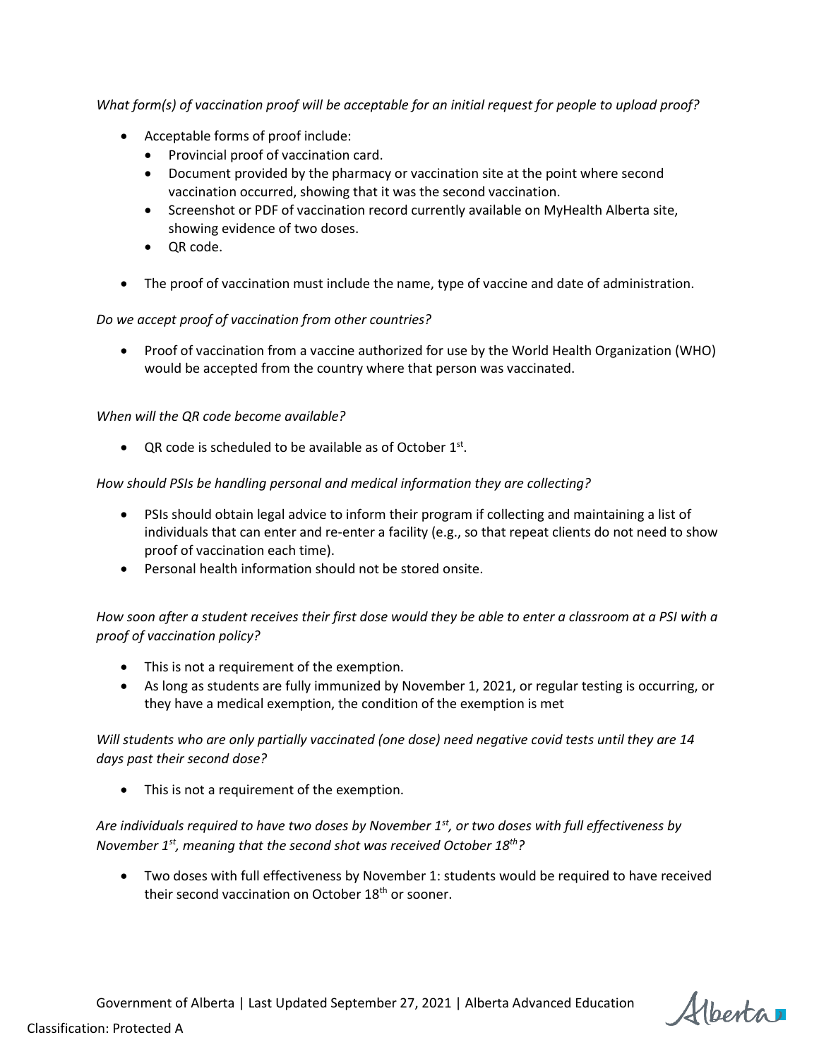*What form(s) of vaccination proof will be acceptable for an initial request for people to upload proof?*

- Acceptable forms of proof include:
  - Provincial proof of vaccination card.
  - Document provided by the pharmacy or vaccination site at the point where second vaccination occurred, showing that it was the second vaccination.
  - Screenshot or PDF of vaccination record currently available on MyHealth Alberta site, showing evidence of two doses.
  - QR code.

- The proof of vaccination must include the name, type of vaccine and date of administration.

*Do we accept proof of vaccination from other countries?*

- Proof of vaccination from a vaccine authorized for use by the World Health Organization (WHO) would be accepted from the country where that person was vaccinated.

*When will the QR code become available?*

- QR code is scheduled to be available as of October 1st.

*How should PSIs be handling personal and medical information they are collecting?*

- PSIs should obtain legal advice to inform their program if collecting and maintaining a list of individuals that can enter and re-enter a facility (e.g., so that repeat clients do not need to show proof of vaccination each time).
- Personal health information should not be stored onsite.

*How soon after a student receives their first dose would they be able to enter a classroom at a PSI with a proof of vaccination policy?*

- This is not a requirement of the exemption.
- As long as students are fully immunized by November 1, 2021, or regular testing is occurring, or they have a medical exemption, the condition of the exemption is met

*Will students who are only partially vaccinated (one dose) need negative covid tests until they are 14 days past their second dose?*

- This is not a requirement of the exemption.

*Are individuals required to have two doses by November 1st, or two doses with full effectiveness by November 1st, meaning that the second shot was received October 18th?*

- Two doses with full effectiveness by November 1: students would be required to have received their second vaccination on October 18th or sooner.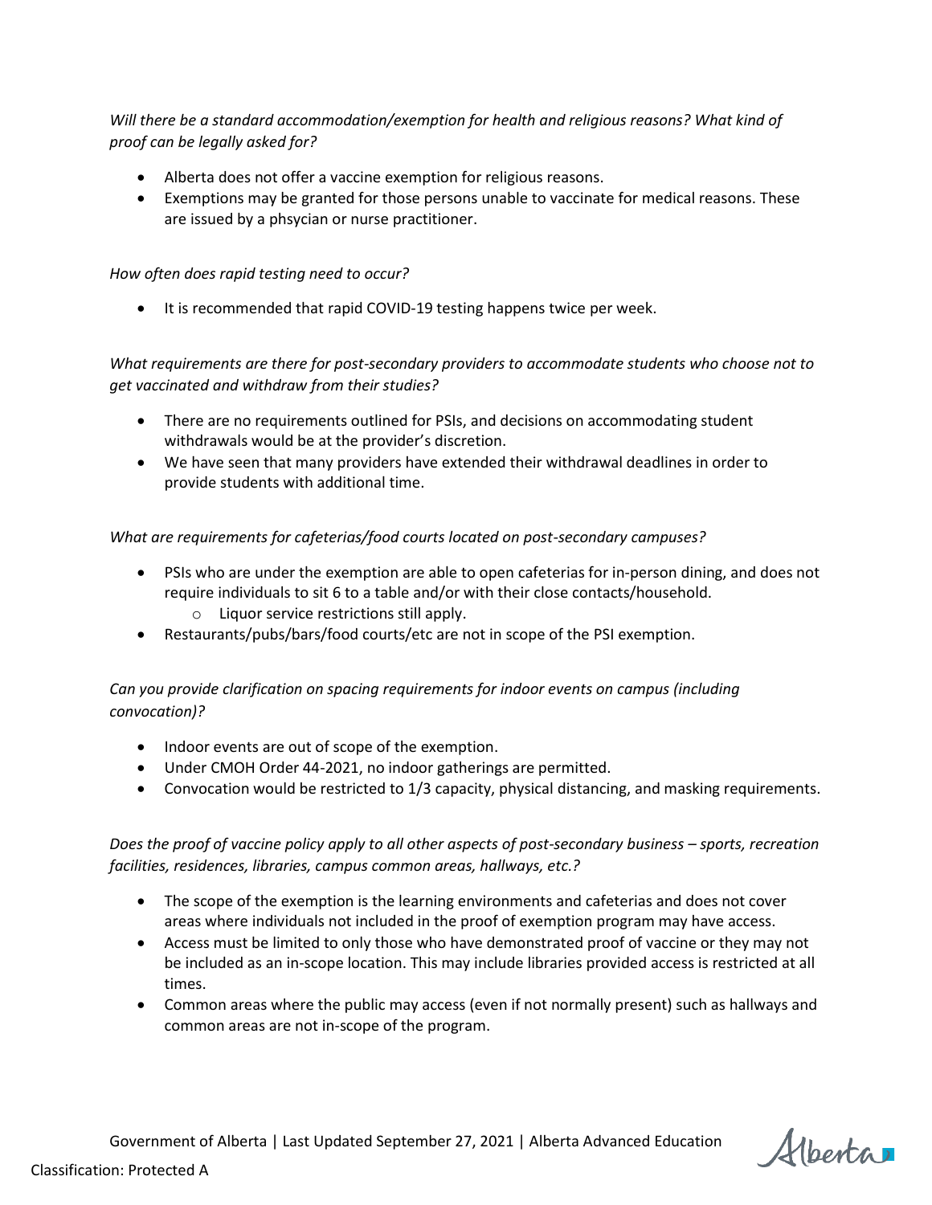*Will there be a standard accommodation/exemption for health and religious reasons? What kind of proof can be legally asked for?*

- Alberta does not offer a vaccine exemption for religious reasons.
- Exemptions may be granted for those persons unable to vaccinate for medical reasons. These are issued by a phsycian or nurse practitioner.

*How often does rapid testing need to occur?*

- It is recommended that rapid COVID-19 testing happens twice per week.

*What requirements are there for post-secondary providers to accommodate students who choose not to get vaccinated and withdraw from their studies?*

- There are no requirements outlined for PSIs, and decisions on accommodating student withdrawals would be at the provider's discretion.
- We have seen that many providers have extended their withdrawal deadlines in order to provide students with additional time.

*What are requirements for cafeterias/food courts located on post-secondary campuses?*

- PSIs who are under the exemption are able to open cafeterias for in-person dining, and does not require individuals to sit 6 to a table and/or with their close contacts/household.
  - Liquor service restrictions still apply.
- Restaurants/pubs/bars/food courts/etc are not in scope of the PSI exemption.

*Can you provide clarification on spacing requirements for indoor events on campus (including convocation)?*

- Indoor events are out of scope of the exemption.
- Under CMOH Order 44-2021, no indoor gatherings are permitted.
- Convocation would be restricted to 1/3 capacity, physical distancing, and masking requirements.

*Does the proof of vaccine policy apply to all other aspects of post-secondary business – sports, recreation facilities, residences, libraries, campus common areas, hallways, etc.?*

- The scope of the exemption is the learning environments and cafeterias and does not cover areas where individuals not included in the proof of exemption program may have access.
- Access must be limited to only those who have demonstrated proof of vaccine or they may not be included as an in-scope location. This may include libraries provided access is restricted at all times.
- Common areas where the public may access (even if not normally present) such as hallways and common areas are not in-scope of the program.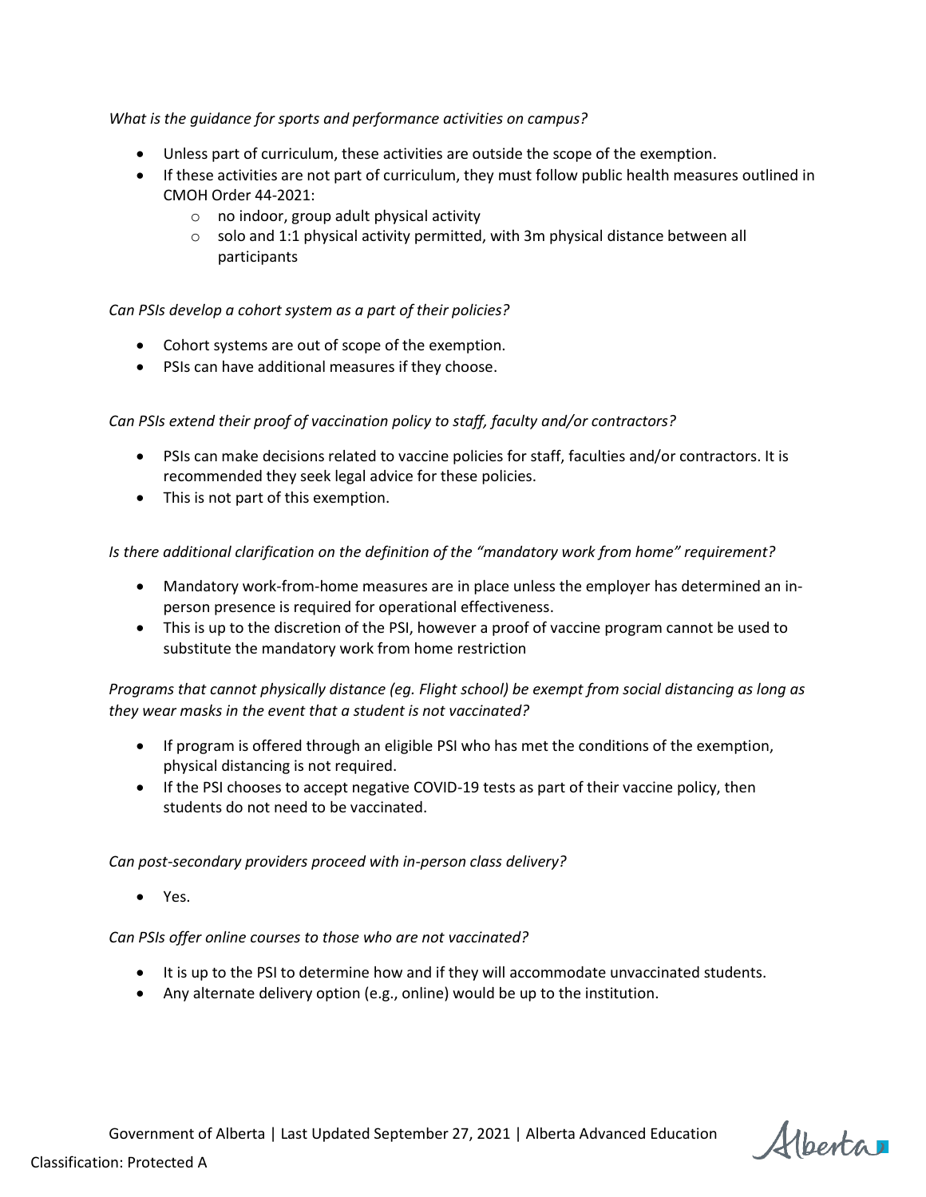*What is the guidance for sports and performance activities on campus?*

- Unless part of curriculum, these activities are outside the scope of the exemption.
- If these activities are not part of curriculum, they must follow public health measures outlined in CMOH Order 44-2021:
  - no indoor, group adult physical activity
  - solo and 1:1 physical activity permitted, with 3m physical distance between all participants

*Can PSIs develop a cohort system as a part of their policies?*

- Cohort systems are out of scope of the exemption.
- PSIs can have additional measures if they choose.

*Can PSIs extend their proof of vaccination policy to staff, faculty and/or contractors?*

- PSIs can make decisions related to vaccine policies for staff, faculties and/or contractors. It is recommended they seek legal advice for these policies.
- This is not part of this exemption.

*Is there additional clarification on the definition of the "mandatory work from home" requirement?*

- Mandatory work-from-home measures are in place unless the employer has determined an in-person presence is required for operational effectiveness.
- This is up to the discretion of the PSI, however a proof of vaccine program cannot be used to substitute the mandatory work from home restriction

*Programs that cannot physically distance (eg. Flight school) be exempt from social distancing as long as they wear masks in the event that a student is not vaccinated?*

- If program is offered through an eligible PSI who has met the conditions of the exemption, physical distancing is not required.
- If the PSI chooses to accept negative COVID-19 tests as part of their vaccine policy, then students do not need to be vaccinated.

*Can post-secondary providers proceed with in-person class delivery?*

- Yes.

*Can PSIs offer online courses to those who are not vaccinated?*

- It is up to the PSI to determine how and if they will accommodate unvaccinated students.
- Any alternate delivery option (e.g., online) would be up to the institution.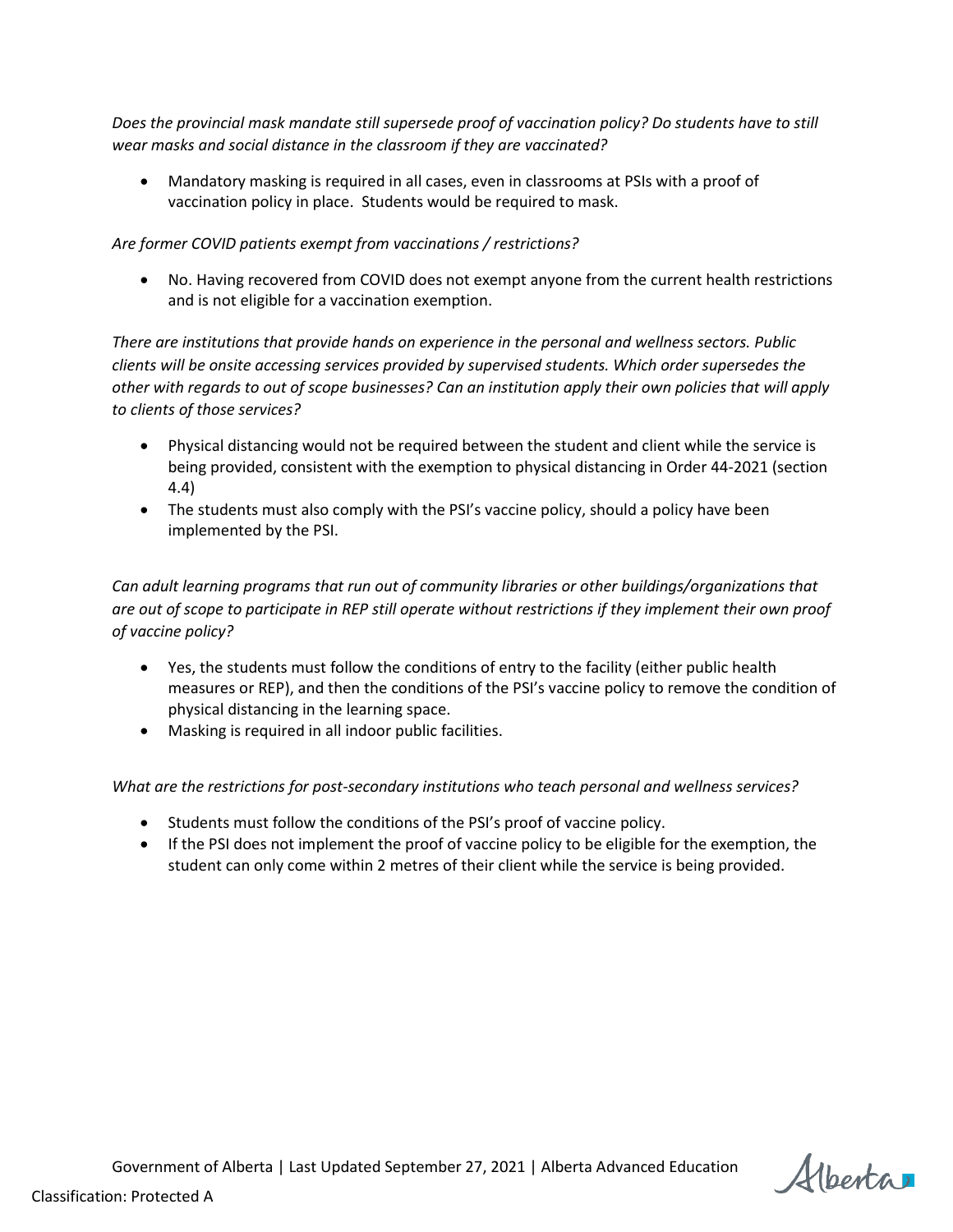*Does the provincial mask mandate still supersede proof of vaccination policy? Do students have to still wear masks and social distance in the classroom if they are vaccinated?*

- Mandatory masking is required in all cases, even in classrooms at PSIs with a proof of vaccination policy in place. Students would be required to mask.

*Are former COVID patients exempt from vaccinations / restrictions?*

- No. Having recovered from COVID does not exempt anyone from the current health restrictions and is not eligible for a vaccination exemption.

*There are institutions that provide hands on experience in the personal and wellness sectors. Public clients will be onsite accessing services provided by supervised students. Which order supersedes the other with regards to out of scope businesses? Can an institution apply their own policies that will apply to clients of those services?*

- Physical distancing would not be required between the student and client while the service is being provided, consistent with the exemption to physical distancing in Order 44-2021 (section 4.4)
- The students must also comply with the PSI's vaccine policy, should a policy have been implemented by the PSI.

*Can adult learning programs that run out of community libraries or other buildings/organizations that are out of scope to participate in REP still operate without restrictions if they implement their own proof of vaccine policy?*

- Yes, the students must follow the conditions of entry to the facility (either public health measures or REP), and then the conditions of the PSI's vaccine policy to remove the condition of physical distancing in the learning space.
- Masking is required in all indoor public facilities.

*What are the restrictions for post-secondary institutions who teach personal and wellness services?*

- Students must follow the conditions of the PSI's proof of vaccine policy.
- If the PSI does not implement the proof of vaccine policy to be eligible for the exemption, the student can only come within 2 metres of their client while the service is being provided.